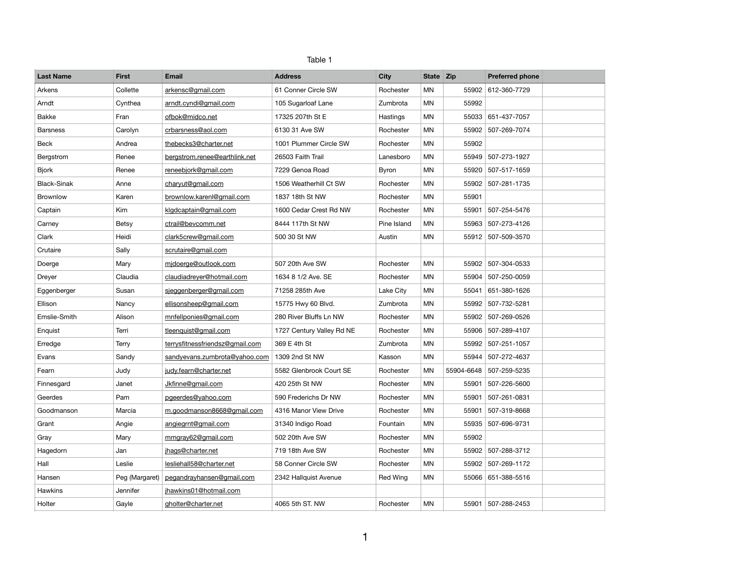Table 1

| Last Name | First | Email | Address | City | State | Zip | Preferred phone | |
|---|---|---|---|---|---|---|---|---|
| Arkens | Collette | arkensc@gmail.com | 61 Conner Circle SW | Rochester | MN | 55902 | 612-360-7729 | |
| Arndt | Cynthea | arndt.cyndi@gmail.com | 105 Sugarloaf Lane | Zumbrota | MN | 55992 | | |
| Bakke | Fran | ofbok@midco.net | 17325 207th St E | Hastings | MN | 55033 | 651-437-7057 | |
| Barsness | Carolyn | crbarsness@aol.com | 6130 31 Ave SW | Rochester | MN | 55902 | 507-269-7074 | |
| Beck | Andrea | thebecks3@charter.net | 1001 Plummer Circle SW | Rochester | MN | 55902 | | |
| Bergstrom | Renee | bergstrom.renee@earthlink.net | 26503 Faith Trail | Lanesboro | MN | 55949 | 507-273-1927 | |
| Bjork | Renee | reneebjork@gmail.com | 7229 Genoa Road | Byron | MN | 55920 | 507-517-1659 | |
| Black-Sinak | Anne | charyut@gmail.com | 1506 Weatherhill Ct SW | Rochester | MN | 55902 | 507-281-1735 | |
| Brownlow | Karen | brownlow.karenl@gmail.com | 1837 18th St NW | Rochester | MN | 55901 | | |
| Captain | Kim | klgdcaptain@gmail.com | 1600 Cedar Crest Rd NW | Rochester | MN | 55901 | 507-254-5476 | |
| Carney | Betsy | ctrail@bevcomm.net | 8444 117th St NW | Pine Island | MN | 55963 | 507-273-4126 | |
| Clark | Heidi | clark5crew@gmail.com | 500 30 St NW | Austin | MN | 55912 | 507-509-3570 | |
| Crutaire | Sally | scrutaire@gmail.com | | | | | | |
| Doerge | Mary | mjdoerge@outlook.com | 507 20th Ave SW | Rochester | MN | 55902 | 507-304-0533 | |
| Dreyer | Claudia | claudiadreyer@hotmail.com | 1634 8 1/2 Ave. SE | Rochester | MN | 55904 | 507-250-0059 | |
| Eggenberger | Susan | sjeggenberger@gmail.com | 71258 285th Ave | Lake City | MN | 55041 | 651-380-1626 | |
| Ellison | Nancy | ellisonsheep@gmail.com | 15775 Hwy 60 Blvd. | Zumbrota | MN | 55992 | 507-732-5281 | |
| Emslie-Smith | Alison | mnfellponies@gmail.com | 280 River Bluffs Ln NW | Rochester | MN | 55902 | 507-269-0526 | |
| Enquist | Terri | tleenquist@gmail.com | 1727 Century Valley Rd NE | Rochester | MN | 55906 | 507-289-4107 | |
| Erredge | Terry | terrysfitnessfriendsz@gmail.com | 369 E 4th St | Zumbrota | MN | 55992 | 507-251-1057 | |
| Evans | Sandy | sandyevans.zumbrota@yahoo.com | 1309 2nd St NW | Kasson | MN | 55944 | 507-272-4637 | |
| Fearn | Judy | judy.fearn@charter.net | 5582 Glenbrook Court SE | Rochester | MN | 55904-6648 | 507-259-5235 | |
| Finnesgard | Janet | Jkfinne@gmail.com | 420 25th St NW | Rochester | MN | 55901 | 507-226-5600 | |
| Geerdes | Pam | pgeerdes@yahoo.com | 590 Frederichs Dr NW | Rochester | MN | 55901 | 507-261-0831 | |
| Goodmanson | Marcia | m.goodmanson8668@gmail.com | 4316 Manor View Drive | Rochester | MN | 55901 | 507-319-8668 | |
| Grant | Angie | angiegrnt@gmail.com | 31340 Indigo Road | Fountain | MN | 55935 | 507-696-9731 | |
| Gray | Mary | mmgray62@gmail.com | 502 20th Ave SW | Rochester | MN | 55902 | | |
| Hagedorn | Jan | jhags@charter.net | 719 18th Ave SW | Rochester | MN | 55902 | 507-288-3712 | |
| Hall | Leslie | lesliehall58@charter.net | 58 Conner Circle SW | Rochester | MN | 55902 | 507-269-1172 | |
| Hansen | Peg (Margaret) | pegandrayhansen@gmail.com | 2342 Hallquist Avenue | Red Wing | MN | 55066 | 651-388-5516 | |
| Hawkins | Jennifer | jhawkins01@hotmail.com | | | | | | |
| Holter | Gayle | gholter@charter.net | 4065 5th ST. NW | Rochester | MN | 55901 | 507-288-2453 | |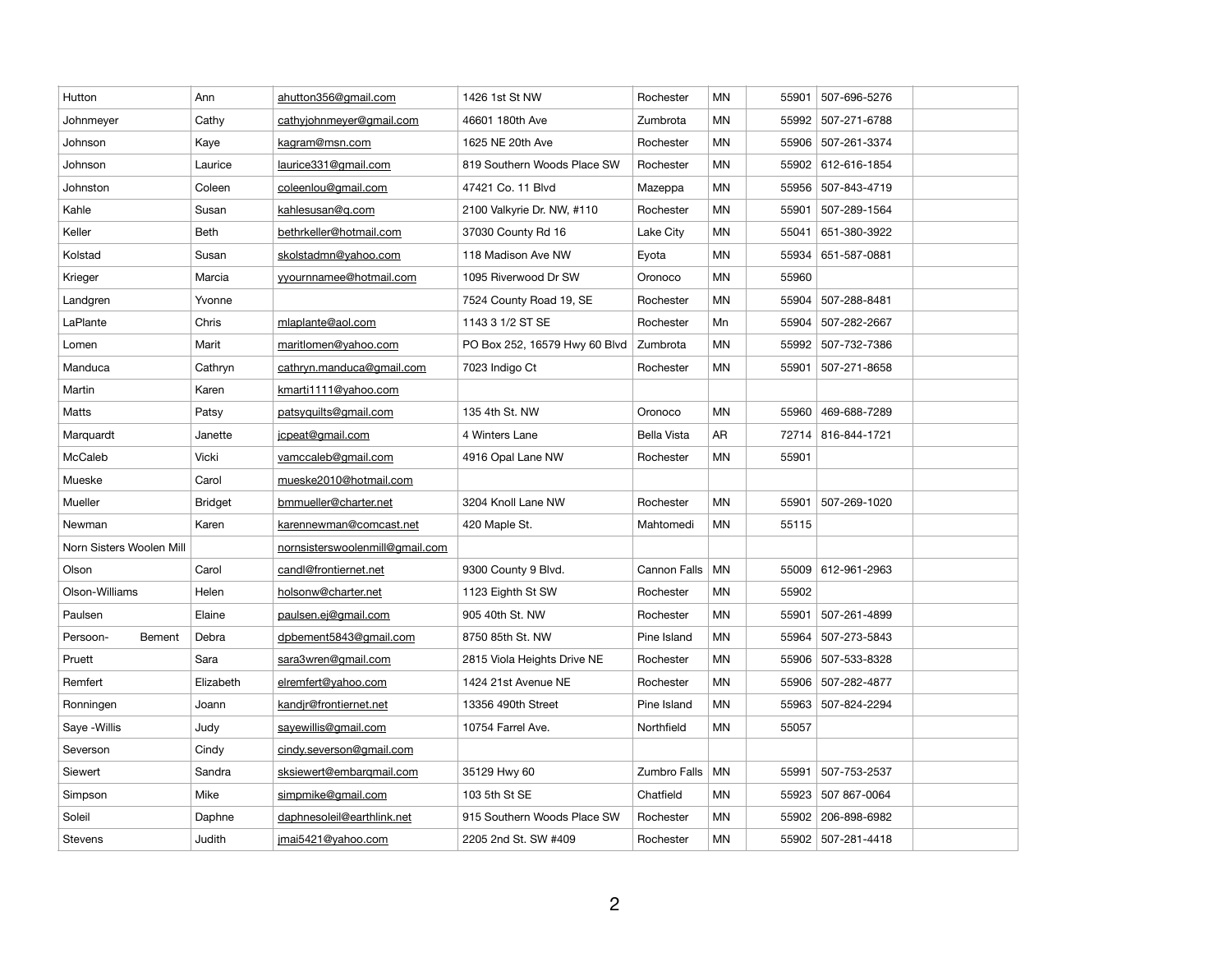| | | | | | | | | |
|---|---|---|---|---|---|---|---|---|
| Hutton | Ann | ahutton356@gmail.com | 1426 1st St NW | Rochester | MN | 55901 | 507-696-5276 | |
| Johnmeyer | Cathy | cathyjohnmeyer@gmail.com | 46601 180th Ave | Zumbrota | MN | 55992 | 507-271-6788 | |
| Johnson | Kaye | kagram@msn.com | 1625 NE 20th Ave | Rochester | MN | 55906 | 507-261-3374 | |
| Johnson | Laurice | laurice331@gmail.com | 819 Southern Woods Place SW | Rochester | MN | 55902 | 612-616-1854 | |
| Johnston | Coleen | coleenlou@gmail.com | 47421 Co. 11 Blvd | Mazeppa | MN | 55956 | 507-843-4719 | |
| Kahle | Susan | kahlesusan@q.com | 2100 Valkyrie Dr. NW, #110 | Rochester | MN | 55901 | 507-289-1564 | |
| Keller | Beth | bethrkeller@hotmail.com | 37030 County Rd 16 | Lake City | MN | 55041 | 651-380-3922 | |
| Kolstad | Susan | skolstadmn@yahoo.com | 118 Madison Ave NW | Eyota | MN | 55934 | 651-587-0881 | |
| Krieger | Marcia | yyournnamee@hotmail.com | 1095 Riverwood Dr SW | Oronoco | MN | 55960 | | |
| Landgren | Yvonne | | 7524 County Road 19, SE | Rochester | MN | 55904 | 507-288-8481 | |
| LaPlante | Chris | mlaplante@aol.com | 1143 3 1/2 ST SE | Rochester | Mn | 55904 | 507-282-2667 | |
| Lomen | Marit | maritlomen@yahoo.com | PO Box 252, 16579 Hwy 60 Blvd | Zumbrota | MN | 55992 | 507-732-7386 | |
| Manduca | Cathryn | cathryn.manduca@gmail.com | 7023 Indigo Ct | Rochester | MN | 55901 | 507-271-8658 | |
| Martin | Karen | kmarti1111@yahoo.com | | | | | | |
| Matts | Patsy | patsyquilts@gmail.com | 135 4th St. NW | Oronoco | MN | 55960 | 469-688-7289 | |
| Marquardt | Janette | jcpeat@gmail.com | 4 Winters Lane | Bella Vista | AR | 72714 | 816-844-1721 | |
| McCaleb | Vicki | vamccaleb@gmail.com | 4916 Opal Lane NW | Rochester | MN | 55901 | | |
| Mueske | Carol | mueske2010@hotmail.com | | | | | | |
| Mueller | Bridget | bmmueller@charter.net | 3204 Knoll Lane NW | Rochester | MN | 55901 | 507-269-1020 | |
| Newman | Karen | karennewman@comcast.net | 420 Maple St. | Mahtomedi | MN | 55115 | | |
| Norn Sisters Woolen Mill | | nornsisterswoolenmill@gmail.com | | | | | | |
| Olson | Carol | candl@frontiernet.net | 9300 County 9 Blvd. | Cannon Falls | MN | 55009 | 612-961-2963 | |
| Olson-Williams | Helen | holsonw@charter.net | 1123 Eighth St SW | Rochester | MN | 55902 | | |
| Paulsen | Elaine | paulsen.ej@gmail.com | 905 40th St. NW | Rochester | MN | 55901 | 507-261-4899 | |
| Persoon- Bement | Debra | dpbement5843@gmail.com | 8750 85th St. NW | Pine Island | MN | 55964 | 507-273-5843 | |
| Pruett | Sara | sara3wren@gmail.com | 2815 Viola Heights Drive NE | Rochester | MN | 55906 | 507-533-8328 | |
| Remfert | Elizabeth | elremfert@yahoo.com | 1424 21st Avenue NE | Rochester | MN | 55906 | 507-282-4877 | |
| Ronningen | Joann | kandjr@frontiernet.net | 13356 490th Street | Pine Island | MN | 55963 | 507-824-2294 | |
| Saye -Willis | Judy | sayewillis@gmail.com | 10754 Farrel Ave. | Northfield | MN | 55057 | | |
| Severson | Cindy | cindy.severson@gmail.com | | | | | | |
| Siewert | Sandra | sksiewert@embarqmail.com | 35129 Hwy 60 | Zumbro Falls | MN | 55991 | 507-753-2537 | |
| Simpson | Mike | simpmike@gmail.com | 103 5th St SE | Chatfield | MN | 55923 | 507 867-0064 | |
| Soleil | Daphne | daphnesoleil@earthlink.net | 915 Southern Woods Place SW | Rochester | MN | 55902 | 206-898-6982 | |
| Stevens | Judith | jmai5421@yahoo.com | 2205 2nd St. SW #409 | Rochester | MN | 55902 | 507-281-4418 | |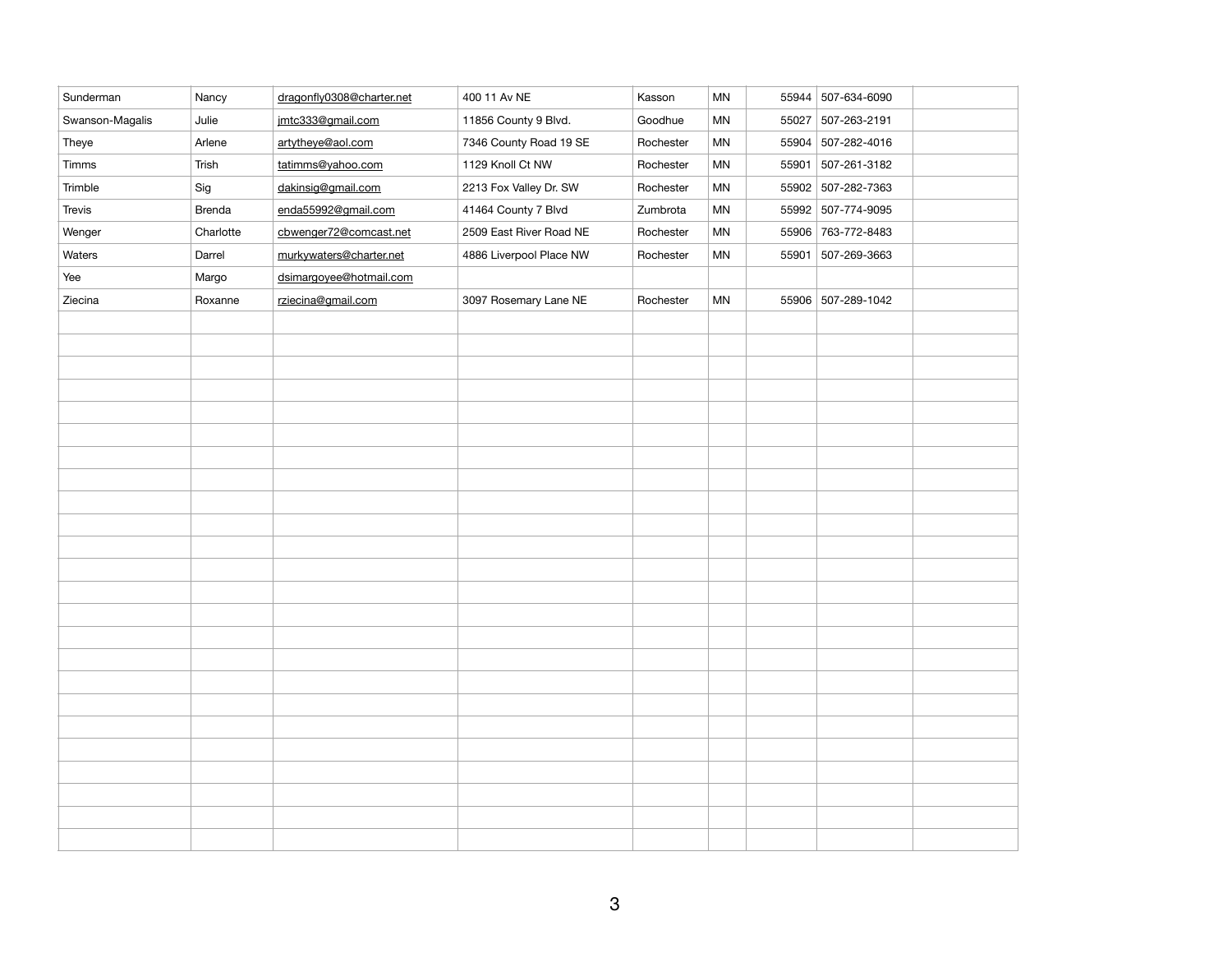| | | | | | | | | |
|---|---|---|---|---|---|---|---|---|
| Sunderman | Nancy | dragonfly0308@charter.net | 400 11 Av NE | Kasson | MN | 55944 | 507-634-6090 | |
| Swanson-Magalis | Julie | jmtc333@gmail.com | 11856 County 9 Blvd. | Goodhue | MN | 55027 | 507-263-2191 | |
| Theye | Arlene | artytheye@aol.com | 7346 County Road 19 SE | Rochester | MN | 55904 | 507-282-4016 | |
| Timms | Trish | tatimms@yahoo.com | 1129 Knoll Ct NW | Rochester | MN | 55901 | 507-261-3182 | |
| Trimble | Sig | dakinsig@gmail.com | 2213 Fox Valley Dr. SW | Rochester | MN | 55902 | 507-282-7363 | |
| Trevis | Brenda | enda55992@gmail.com | 41464 County 7 Blvd | Zumbrota | MN | 55992 | 507-774-9095 | |
| Wenger | Charlotte | cbwenger72@comcast.net | 2509 East River Road NE | Rochester | MN | 55906 | 763-772-8483 | |
| Waters | Darrel | murkywaters@charter.net | 4886 Liverpool Place NW | Rochester | MN | 55901 | 507-269-3663 | |
| Yee | Margo | dsimargoyee@hotmail.com | | | | | | |
| Ziecina | Roxanne | rziecina@gmail.com | 3097 Rosemary Lane NE | Rochester | MN | 55906 | 507-289-1042 | |